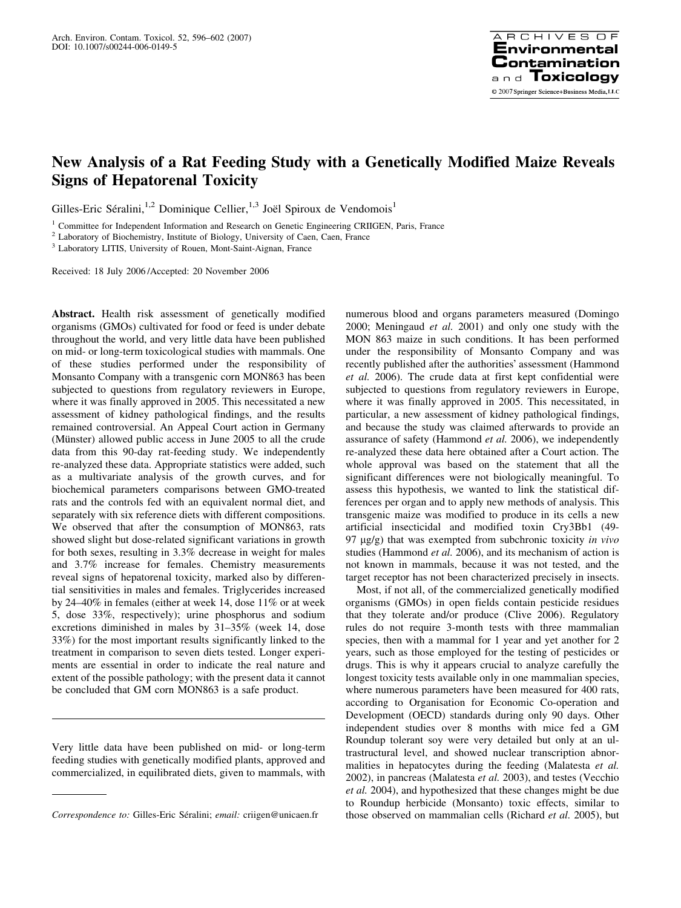# New Analysis of a Rat Feeding Study with a Genetically Modified Maize Reveals Signs of Hepatorenal Toxicity

Gilles-Eric Séralini,[1,2] Dominique Cellier,[1,3] Joël Spiroux de Vendomois[1]

[1] Committee for Independent Information and Research on Genetic Engineering CRIIGEN, Paris, France
[2] Laboratory of Biochemistry, Institute of Biology, University of Caen, Caen, France
[3] Laboratory LITIS, University of Rouen, Mont-Saint-Aignan, France

Received: 18 July 2006 / Accepted: 20 November 2006

**Abstract.** Health risk assessment of genetically modified organisms (GMOs) cultivated for food or feed is under debate throughout the world, and very little data have been published on mid- or long-term toxicological studies with mammals. One of these studies performed under the responsibility of Monsanto Company with a transgenic corn MON863 has been subjected to questions from regulatory reviewers in Europe, where it was finally approved in 2005. This necessitated a new assessment of kidney pathological findings, and the results remained controversial. An Appeal Court action in Germany (Münster) allowed public access in June 2005 to all the crude data from this 90-day rat-feeding study. We independently re-analyzed these data. Appropriate statistics were added, such as a multivariate analysis of the growth curves, and for biochemical parameters comparisons between GMO-treated rats and the controls fed with an equivalent normal diet, and separately with six reference diets with different compositions. We observed that after the consumption of MON863, rats showed slight but dose-related significant variations in growth for both sexes, resulting in 3.3% decrease in weight for males and 3.7% increase for females. Chemistry measurements reveal signs of hepatorenal toxicity, marked also by differential sensitivities in males and females. Triglycerides increased by 24–40% in females (either at week 14, dose 11% or at week 5, dose 33%, respectively); urine phosphorus and sodium excretions diminished in males by 31–35% (week 14, dose 33%) for the most important results significantly linked to the treatment in comparison to seven diets tested. Longer experiments are essential in order to indicate the real nature and extent of the possible pathology; with the present data it cannot be concluded that GM corn MON863 is a safe product.

Very little data have been published on mid- or long-term feeding studies with genetically modified plants, approved and commercialized, in equilibrated diets, given to mammals, with numerous blood and organs parameters measured (Domingo 2000; Meningaud *et al.* 2001) and only one study with the MON 863 maize in such conditions. It has been performed under the responsibility of Monsanto Company and was recently published after the authorities' assessment (Hammond *et al.* 2006). The crude data at first kept confidential were subjected to questions from regulatory reviewers in Europe, where it was finally approved in 2005. This necessitated, in particular, a new assessment of kidney pathological findings, and because the study was claimed afterwards to provide an assurance of safety (Hammond *et al.* 2006), we independently re-analyzed these data here obtained after a Court action. The whole approval was based on the statement that all the significant differences were not biologically meaningful. To assess this hypothesis, we wanted to link the statistical differences per organ and to apply new methods of analysis. This transgenic maize was modified to produce in its cells a new artificial insecticidal and modified toxin Cry3Bb1 (49-97 μg/g) that was exempted from subchronic toxicity *in vivo* studies (Hammond *et al.* 2006), and its mechanism of action is not known in mammals, because it was not tested, and the target receptor has not been characterized precisely in insects.

Most, if not all, of the commercialized genetically modified organisms (GMOs) in open fields contain pesticide residues that they tolerate and/or produce (Clive 2006). Regulatory rules do not require 3-month tests with three mammalian species, then with a mammal for 1 year and yet another for 2 years, such as those employed for the testing of pesticides or drugs. This is why it appears crucial to analyze carefully the longest toxicity tests available only in one mammalian species, where numerous parameters have been measured for 400 rats, according to Organisation for Economic Co-operation and Development (OECD) standards during only 90 days. Other independent studies over 8 months with mice fed a GM Roundup tolerant soy were very detailed but only at an ultrastructural level, and showed nuclear transcription abnormalities in hepatocytes during the feeding (Malatesta *et al.* 2002), in pancreas (Malatesta *et al.* 2003), and testes (Vecchio *et al.* 2004), and hypothesized that these changes might be due to Roundup herbicide (Monsanto) toxic effects, similar to those observed on mammalian cells (Richard *et al.* 2005), but

*Correspondence to:* Gilles-Eric Séralini; *email:* criigen@unicaen.fr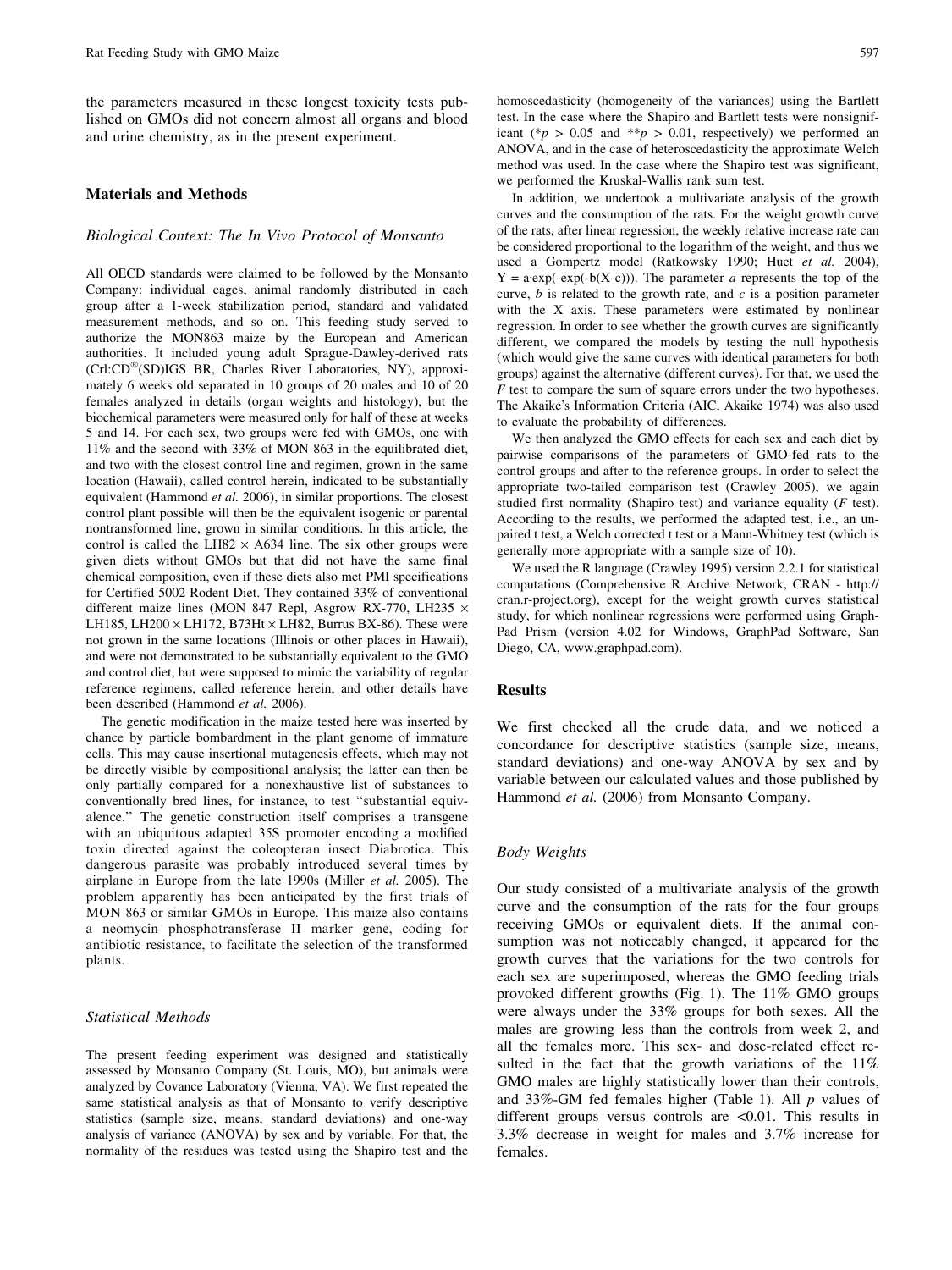the parameters measured in these longest toxicity tests published on GMOs did not concern almost all organs and blood and urine chemistry, as in the present experiment.

## Materials and Methods

### Biological Context: The In Vivo Protocol of Monsanto

All OECD standards were claimed to be followed by the Monsanto Company: individual cages, animal randomly distributed in each group after a 1-week stabilization period, standard and validated measurement methods, and so on. This feeding study served to authorize the MON863 maize by the European and American authorities. It included young adult Sprague-Dawley-derived rats (Crl:CD®(SD)IGS BR, Charles River Laboratories, NY), approximately 6 weeks old separated in 10 groups of 20 males and 10 of 20 females analyzed in details (organ weights and histology), but the biochemical parameters were measured only for half of these at weeks 5 and 14. For each sex, two groups were fed with GMOs, one with 11% and the second with 33% of MON 863 in the equilibrated diet, and two with the closest control line and regimen, grown in the same location (Hawaii), called control herein, indicated to be substantially equivalent (Hammond *et al.* 2006), in similar proportions. The closest control plant possible will then be the equivalent isogenic or parental nontransformed line, grown in similar conditions. In this article, the control is called the LH82 × A634 line. The six other groups were given diets without GMOs but that did not have the same final chemical composition, even if these diets also met PMI specifications for Certified 5002 Rodent Diet. They contained 33% of conventional different maize lines (MON 847 Repl, Asgrow RX-770, LH235 × LH185, LH200 × LH172, B73Ht × LH82, Burrus BX-86). These were not grown in the same locations (Illinois or other places in Hawaii), and were not demonstrated to be substantially equivalent to the GMO and control diet, but were supposed to mimic the variability of regular reference regimens, called reference herein, and other details have been described (Hammond *et al.* 2006).

The genetic modification in the maize tested here was inserted by chance by particle bombardment in the plant genome of immature cells. This may cause insertional mutagenesis effects, which may not be directly visible by compositional analysis; the latter can then be only partially compared for a nonexhaustive list of substances to conventionally bred lines, for instance, to test "substantial equivalence." The genetic construction itself comprises a transgene with an ubiquitous adapted 35S promoter encoding a modified toxin directed against the coleopteran insect Diabrotica. This dangerous parasite was probably introduced several times by airplane in Europe from the late 1990s (Miller *et al.* 2005). The problem apparently has been anticipated by the first trials of MON 863 or similar GMOs in Europe. This maize also contains a neomycin phosphotransferase II marker gene, coding for antibiotic resistance, to facilitate the selection of the transformed plants.

### Statistical Methods

The present feeding experiment was designed and statistically assessed by Monsanto Company (St. Louis, MO), but animals were analyzed by Covance Laboratory (Vienna, VA). We first repeated the same statistical analysis as that of Monsanto to verify descriptive statistics (sample size, means, standard deviations) and one-way analysis of variance (ANOVA) by sex and by variable. For that, the normality of the residues was tested using the Shapiro test and the homoscedasticity (homogeneity of the variances) using the Bartlett test. In the case where the Shapiro and Bartlett tests were nonsignificant (*$p > 0.05$ and **$p > 0.01$, respectively) we performed an ANOVA, and in the case of heteroscedasticity the approximate Welch method was used. In the case where the Shapiro test was significant, we performed the Kruskal-Wallis rank sum test.

In addition, we undertook a multivariate analysis of the growth curves and the consumption of the rats. For the weight growth curve of the rats, after linear regression, the weekly relative increase rate can be considered proportional to the logarithm of the weight, and thus we used a Gompertz model (Ratkowsky 1990; Huet *et al.* 2004), $Y = a \cdot \exp(-\exp(-b(X-c)))$. The parameter $a$ represents the top of the curve, $b$ is related to the growth rate, and $c$ is a position parameter with the X axis. These parameters were estimated by nonlinear regression. In order to see whether the growth curves are significantly different, we compared the models by testing the null hypothesis (which would give the same curves with identical parameters for both groups) against the alternative (different curves). For that, we used the $F$ test to compare the sum of square errors under the two hypotheses. The Akaike's Information Criteria (AIC, Akaike 1974) was also used to evaluate the probability of differences.

We then analyzed the GMO effects for each sex and each diet by pairwise comparisons of the parameters of GMO-fed rats to the control groups and after to the reference groups. In order to select the appropriate two-tailed comparison test (Crawley 2005), we again studied first normality (Shapiro test) and variance equality ($F$ test). According to the results, we performed the adapted test, i.e., an unpaired t test, a Welch corrected t test or a Mann-Whitney test (which is generally more appropriate with a sample size of 10).

We used the R language (Crawley 1995) version 2.2.1 for statistical computations (Comprehensive R Archive Network, CRAN - http://cran.r-project.org), except for the weight growth curves statistical study, for which nonlinear regressions were performed using GraphPad Prism (version 4.02 for Windows, GraphPad Software, San Diego, CA, www.graphpad.com).

## Results

We first checked all the crude data, and we noticed a concordance for descriptive statistics (sample size, means, standard deviations) and one-way ANOVA by sex and by variable between our calculated values and those published by Hammond *et al.* (2006) from Monsanto Company.

### Body Weights

Our study consisted of a multivariate analysis of the growth curve and the consumption of the rats for the four groups receiving GMOs or equivalent diets. If the animal consumption was not noticeably changed, it appeared for the growth curves that the variations for the two controls for each sex are superimposed, whereas the GMO feeding trials provoked different growths (Fig. 1). The 11% GMO groups were always under the 33% groups for both sexes. All the males are growing less than the controls from week 2, and all the females more. This sex- and dose-related effect resulted in the fact that the growth variations of the 11% GMO males are highly statistically lower than their controls, and 33%-GM fed females higher (Table 1). All $p$ values of different groups versus controls are $<0.01$. This results in 3.3% decrease in weight for males and 3.7% increase for females.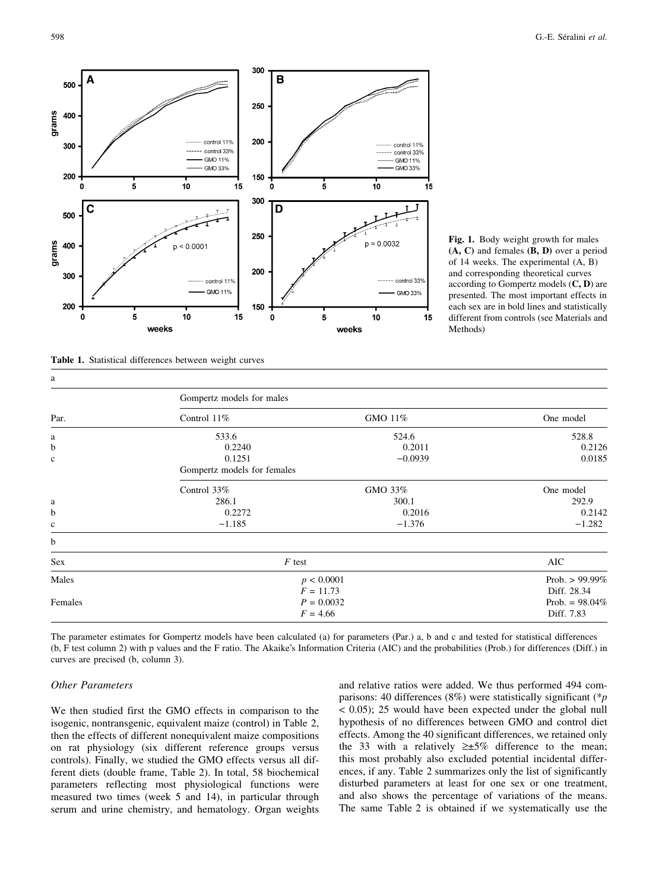**Fig. 1.** Body weight growth for males **(A, C)** and females **(B, D)** over a period of 14 weeks. The experimental (A, B) and corresponding theoretical curves according to Gompertz models (**C, D**) are presented. The most important effects in each sex are in bold lines and statistically different from controls (see Materials and Methods)

**Table 1.** Statistical differences between weight curves

a

| Par. | Gompertz models for males | | |
|---|---|---|---|
| | Control 11% | GMO 11% | One model |
| a | 533.6 | 524.6 | 528.8 |
| b | 0.2240 | 0.2011 | 0.2126 |
| c | 0.1251 | −0.0939 | 0.0185 |
| | Gompertz models for females | | |
| | Control 33% | GMO 33% | One model |
| a | 286.1 | 300.1 | 292.9 |
| b | 0.2272 | 0.2016 | 0.2142 |
| c | −1.185 | −1.376 | −1.282 |

b

| Sex | F test | AIC |
|---|---|---|
| Males | $p < 0.0001$<br>$F = 11.73$ | Prob. > 99.99%<br>Diff. 28.34 |
| Females | $P = 0.0032$<br>$F = 4.66$ | Prob. = 98.04%<br>Diff. 7.83 |

The parameter estimates for Gompertz models have been calculated (a) for parameters (Par.) a, b and c and tested for statistical differences (b, F test column 2) with p values and the F ratio. The Akaike's Information Criteria (AIC) and the probabilities (Prob.) for differences (Diff.) in curves are precised (b, column 3).

### *Other Parameters*

We then studied first the GMO effects in comparison to the isogenic, nontransgenic, equivalent maize (control) in Table 2, then the effects of different nonequivalent maize compositions on rat physiology (six different reference groups versus controls). Finally, we studied the GMO effects versus all different diets (double frame, Table 2). In total, 58 biochemical parameters reflecting most physiological functions were measured two times (week 5 and 14), in particular through serum and urine chemistry, and hematology. Organ weights and relative ratios were added. We thus performed 494 comparisons: 40 differences (8%) were statistically significant (*$p < 0.05$); 25 would have been expected under the global null hypothesis of no differences between GMO and control diet effects. Among the 40 significant differences, we retained only the 33 with a relatively ≥±5% difference to the mean; this most probably also excluded potential incidental differences, if any. Table 2 summarizes only the list of significantly disturbed parameters at least for one sex or one treatment, and also shows the percentage of variations of the means. The same Table 2 is obtained if we systematically use the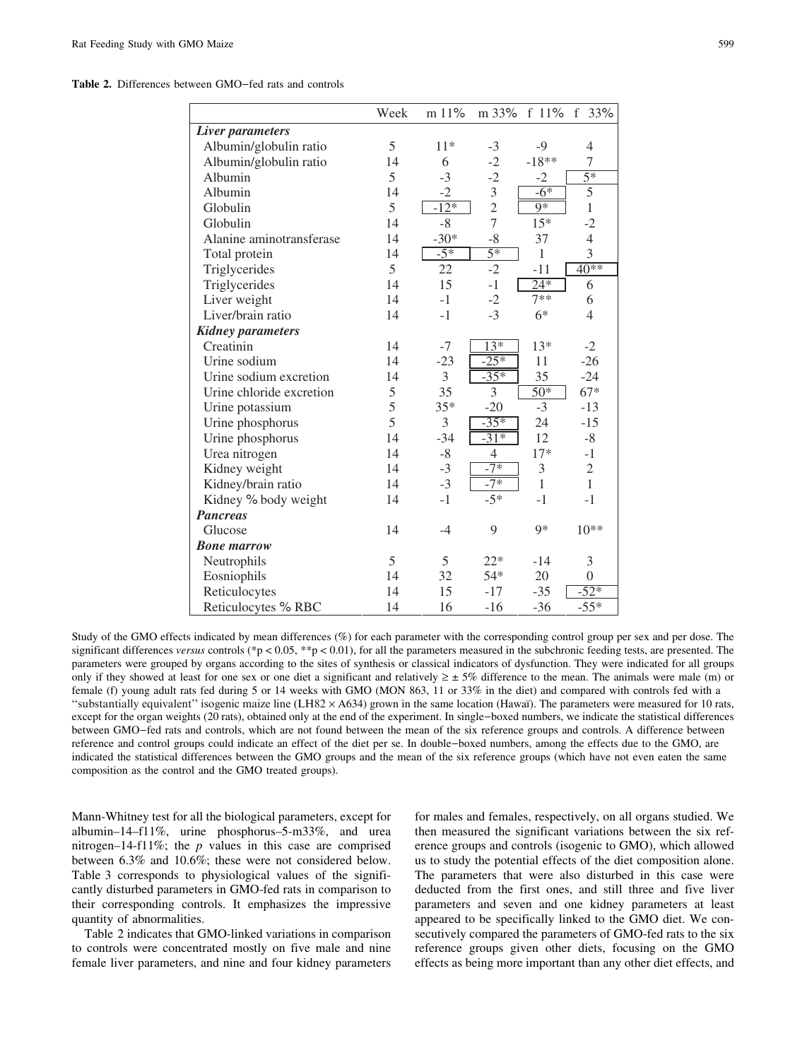**Table 2.** Differences between GMO–fed rats and controls

| | Week | m 11% | m 33% | f 11% | f 33% |
|---|---|---|---|---|---|
| ***Liver parameters*** | | | | | |
| Albumin/globulin ratio | 5 | 11* | -3 | -9 | 4 |
| Albumin/globulin ratio | 14 | 6 | -2 | -18** | 7 |
| Albumin | 5 | -3 | -2 | -2 | 5* |
| Albumin | 14 | -2 | 3 | -6* | 5 |
| Globulin | 5 | -12* | 2 | 9* | 1 |
| Globulin | 14 | -8 | 7 | 15* | -2 |
| Alanine aminotransferase | 14 | -30* | -8 | 37 | 4 |
| Total protein | 14 | -5* | 5* | 1 | 3 |
| Triglycerides | 5 | 22 | -2 | -11 | 40** |
| Triglycerides | 14 | 15 | -1 | 24* | 6 |
| Liver weight | 14 | -1 | -2 | 7** | 6 |
| Liver/brain ratio | 14 | -1 | -3 | 6* | 4 |
| ***Kidney parameters*** | | | | | |
| Creatinin | 14 | -7 | 13* | 13* | -2 |
| Urine sodium | 14 | -23 | -25* | 11 | -26 |
| Urine sodium excretion | 14 | 3 | -35* | 35 | -24 |
| Urine chloride excretion | 5 | 35 | 3 | 50* | 67* |
| Urine potassium | 5 | 35* | -20 | -3 | -13 |
| Urine phosphorus | 5 | 3 | -35* | 24 | -15 |
| Urine phosphorus | 14 | -34 | -31* | 12 | -8 |
| Urea nitrogen | 14 | -8 | 4 | 17* | -1 |
| Kidney weight | 14 | -3 | -7* | 3 | 2 |
| Kidney/brain ratio | 14 | -3 | -7* | 1 | 1 |
| Kidney % body weight | 14 | -1 | -5* | -1 | -1 |
| ***Pancreas*** | | | | | |
| Glucose | 14 | -4 | 9 | 9* | 10** |
| ***Bone marrow*** | | | | | |
| Neutrophils | 5 | 5 | 22* | -14 | 3 |
| Eosniophils | 14 | 32 | 54* | 20 | 0 |
| Reticulocytes | 14 | 15 | -17 | -35 | -52* |
| Reticulocytes % RBC | 14 | 16 | -16 | -36 | -55* |

Study of the GMO effects indicated by mean differences (%) for each parameter with the corresponding control group per sex and per dose. The significant differences *versus* controls (*p < 0.05, **p < 0.01), for all the parameters measured in the subchronic feeding tests, are presented. The parameters were grouped by organs according to the sites of synthesis or classical indicators of dysfunction. They were indicated for all groups only if they showed at least for one sex or one diet a significant and relatively ≥ ± 5% difference to the mean. The animals were male (m) or female (f) young adult rats fed during 5 or 14 weeks with GMO (MON 863, 11 or 33% in the diet) and compared with controls fed with a "substantially equivalent" isogenic maize line (LH82 × A634) grown in the same location (Hawaï). The parameters were measured for 10 rats, except for the organ weights (20 rats), obtained only at the end of the experiment. In single–boxed numbers, we indicate the statistical differences between GMO–fed rats and controls, which are not found between the mean of the six reference groups and controls. A difference between reference and control groups could indicate an effect of the diet per se. In double–boxed numbers, among the effects due to the GMO, are indicated the statistical differences between the GMO groups and the mean of the six reference groups (which have not even eaten the same composition as the control and the GMO treated groups).

Mann-Whitney test for all the biological parameters, except for albumin–14–f11%, urine phosphorus–5-m33%, and urea nitrogen–14-f11%; the *p* values in this case are comprised between 6.3% and 10.6%; these were not considered below. Table 3 corresponds to physiological values of the significantly disturbed parameters in GMO-fed rats in comparison to their corresponding controls. It emphasizes the impressive quantity of abnormalities.

Table 2 indicates that GMO-linked variations in comparison to controls were concentrated mostly on five male and nine female liver parameters, and nine and four kidney parameters for males and females, respectively, on all organs studied. We then measured the significant variations between the six reference groups and controls (isogenic to GMO), which allowed us to study the potential effects of the diet composition alone. The parameters that were also disturbed in this case were deducted from the first ones, and still three and five liver parameters and seven and one kidney parameters at least appeared to be specifically linked to the GMO diet. We consecutively compared the parameters of GMO-fed rats to the six reference groups given other diets, focusing on the GMO effects as being more important than any other diet effects, and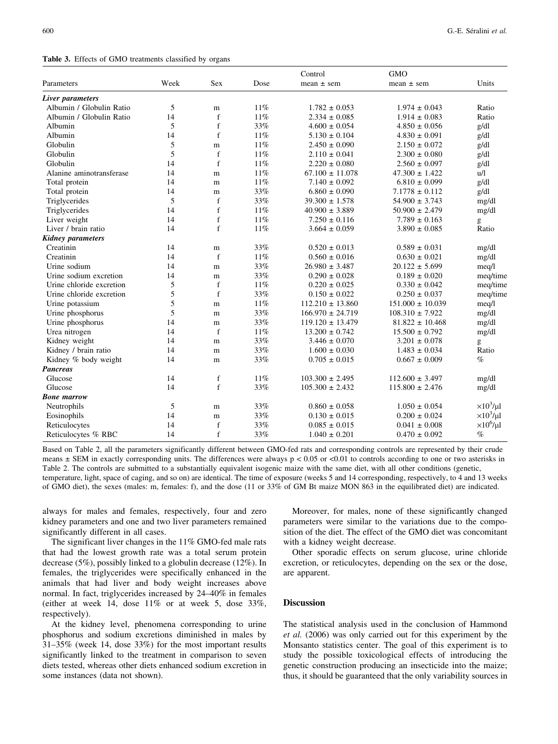**Table 3.** Effects of GMO treatments classified by organs

| Parameters | Week | Sex | Dose | Control mean ± sem | GMO mean ± sem | Units |
|---|---|---|---|---|---|---|
| ***Liver parameters*** | | | | | | |
| Albumin / Globulin Ratio | 5 | m | 11% | 1.782 ± 0.053 | 1.974 ± 0.043 | Ratio |
| Albumin / Globulin Ratio | 14 | f | 11% | 2.334 ± 0.085 | 1.914 ± 0.083 | Ratio |
| Albumin | 5 | f | 33% | 4.600 ± 0.054 | 4.850 ± 0.056 | g/dl |
| Albumin | 14 | f | 11% | 5.130 ± 0.104 | 4.830 ± 0.091 | g/dl |
| Globulin | 5 | m | 11% | 2.450 ± 0.090 | 2.150 ± 0.072 | g/dl |
| Globulin | 5 | f | 11% | 2.110 ± 0.041 | 2.300 ± 0.080 | g/dl |
| Globulin | 14 | f | 11% | 2.220 ± 0.080 | 2.560 ± 0.097 | g/dl |
| Alanine aminotransferase | 14 | m | 11% | 67.100 ± 11.078 | 47.300 ± 1.422 | u/l |
| Total protein | 14 | m | 11% | 7.140 ± 0.092 | 6.810 ± 0.099 | g/dl |
| Total protein | 14 | m | 33% | 6.860 ± 0.090 | 7.1778 ± 0.112 | g/dl |
| Triglycerides | 5 | f | 33% | 39.300 ± 1.578 | 54.900 ± 3.743 | mg/dl |
| Triglycerides | 14 | f | 11% | 40.900 ± 3.889 | 50.900 ± 2.479 | mg/dl |
| Liver weight | 14 | f | 11% | 7.250 ± 0.116 | 7.789 ± 0.163 | g |
| Liver / brain ratio | 14 | f | 11% | 3.664 ± 0.059 | 3.890 ± 0.085 | Ratio |
| ***Kidney parameters*** | | | | | | |
| Creatinin | 14 | m | 33% | 0.520 ± 0.013 | 0.589 ± 0.031 | mg/dl |
| Creatinin | 14 | f | 11% | 0.560 ± 0.016 | 0.630 ± 0.021 | mg/dl |
| Urine sodium | 14 | m | 33% | 26.980 ± 3.487 | 20.122 ± 5.699 | meq/l |
| Urine sodium excretion | 14 | m | 33% | 0.290 ± 0.028 | 0.189 ± 0.020 | meq/time |
| Urine chloride excretion | 5 | f | 11% | 0.220 ± 0.025 | 0.330 ± 0.042 | meq/time |
| Urine chloride excretion | 5 | f | 33% | 0.150 ± 0.022 | 0.250 ± 0.037 | meq/time |
| Urine potassium | 5 | m | 11% | 112.210 ± 13.860 | 151.000 ± 10.039 | meq/l |
| Urine phosphorus | 5 | m | 33% | 166.970 ± 24.719 | 108.310 ± 7.922 | mg/dl |
| Urine phosphorus | 14 | m | 33% | 119.120 ± 13.479 | 81.822 ± 10.468 | mg/dl |
| Urea nitrogen | 14 | f | 11% | 13.200 ± 0.742 | 15.500 ± 0.792 | mg/dl |
| Kidney weight | 14 | m | 33% | 3.446 ± 0.070 | 3.201 ± 0.078 | g |
| Kidney / brain ratio | 14 | m | 33% | 1.600 ± 0.030 | 1.483 ± 0.034 | Ratio |
| Kidney % body weight | 14 | m | 33% | 0.705 ± 0.015 | 0.667 ± 0.009 | % |
| ***Pancreas*** | | | | | | |
| Glucose | 14 | f | 11% | 103.300 ± 2.495 | 112.600 ± 3.497 | mg/dl |
| Glucose | 14 | f | 33% | 105.300 ± 2.432 | 115.800 ± 2.476 | mg/dl |
| ***Bone marrow*** | | | | | | |
| Neutrophils | 5 | m | 33% | 0.860 ± 0.058 | 1.050 ± 0.054 | $\times 10^3/\mu l$ |
| Eosinophils | 14 | m | 33% | 0.130 ± 0.015 | 0.200 ± 0.024 | $\times 10^3/\mu l$ |
| Reticulocytes | 14 | f | 33% | 0.085 ± 0.015 | 0.041 ± 0.008 | $\times 10^6/\mu l$ |
| Reticulocytes % RBC | 14 | f | 33% | 1.040 ± 0.201 | 0.470 ± 0.092 | % |

Based on Table 2, all the parameters significantly different between GMO-fed rats and corresponding controls are represented by their crude means ± SEM in exactly corresponding units. The differences were always $p < 0.05$ or $<0.01$ to controls according to one or two asterisks in Table 2. The controls are submitted to a substantially equivalent isogenic maize with the same diet, with all other conditions (genetic, temperature, light, space of caging, and so on) are identical. The time of exposure (weeks 5 and 14 corresponding, respectively, to 4 and 13 weeks of GMO diet), the sexes (males: m, females: f), and the dose (11 or 33% of GM Bt maize MON 863 in the equilibrated diet) are indicated.

always for males and females, respectively, four and zero kidney parameters and one and two liver parameters remained significantly different in all cases.

The significant liver changes in the 11% GMO-fed male rats that had the lowest growth rate was a total serum protein decrease (5%), possibly linked to a globulin decrease (12%). In females, the triglycerides were specifically enhanced in the animals that had liver and body weight increases above normal. In fact, triglycerides increased by 24–40% in females (either at week 14, dose 11% or at week 5, dose 33%, respectively).

At the kidney level, phenomena corresponding to urine phosphorus and sodium excretions diminished in males by 31–35% (week 14, dose 33%) for the most important results significantly linked to the treatment in comparison to seven diets tested, whereas other diets enhanced sodium excretion in some instances (data not shown).

Moreover, for males, none of these significantly changed parameters were similar to the variations due to the composition of the diet. The effect of the GMO diet was concomitant with a kidney weight decrease.

Other sporadic effects on serum glucose, urine chloride excretion, or reticulocytes, depending on the sex or the dose, are apparent.

## Discussion

The statistical analysis used in the conclusion of Hammond *et al.* (2006) was only carried out for this experiment by the Monsanto statistics center. The goal of this experiment is to study the possible toxicological effects of introducing the genetic construction producing an insecticide into the maize; thus, it should be guaranteed that the only variability sources in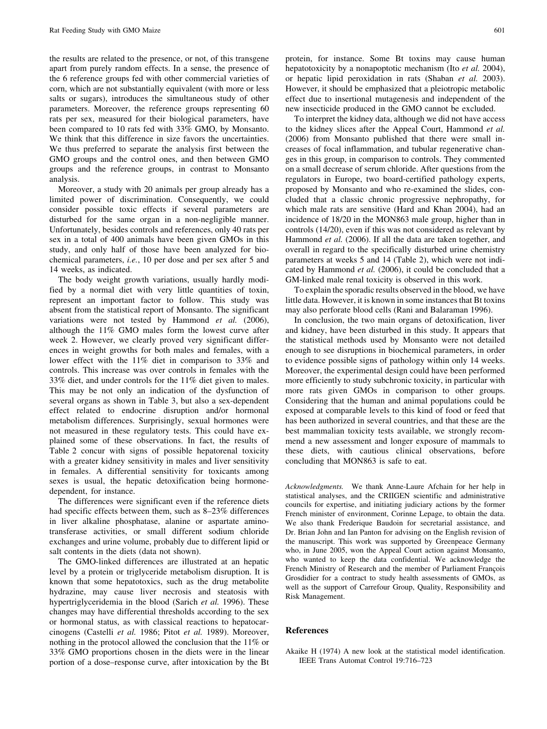the results are related to the presence, or not, of this transgene apart from purely random effects. In a sense, the presence of the 6 reference groups fed with other commercial varieties of corn, which are not substantially equivalent (with more or less salts or sugars), introduces the simultaneous study of other parameters. Moreover, the reference groups representing 60 rats per sex, measured for their biological parameters, have been compared to 10 rats fed with 33% GMO, by Monsanto. We think that this difference in size favors the uncertainties. We thus preferred to separate the analysis first between the GMO groups and the control ones, and then between GMO groups and the reference groups, in contrast to Monsanto analysis.

Moreover, a study with 20 animals per group already has a limited power of discrimination. Consequently, we could consider possible toxic effects if several parameters are disturbed for the same organ in a non-negligible manner. Unfortunately, besides controls and references, only 40 rats per sex in a total of 400 animals have been given GMOs in this study, and only half of those have been analyzed for biochemical parameters, *i.e.*, 10 per dose and per sex after 5 and 14 weeks, as indicated.

The body weight growth variations, usually hardly modified by a normal diet with very little quantities of toxin, represent an important factor to follow. This study was absent from the statistical report of Monsanto. The significant variations were not tested by Hammond *et al.* (2006), although the 11% GMO males form the lowest curve after week 2. However, we clearly proved very significant differences in weight growths for both males and females, with a lower effect with the 11% diet in comparison to 33% and controls. This increase was over controls in females with the 33% diet, and under controls for the 11% diet given to males. This may be not only an indication of the dysfunction of several organs as shown in Table 3, but also a sex-dependent effect related to endocrine disruption and/or hormonal metabolism differences. Surprisingly, sexual hormones were not measured in these regulatory tests. This could have explained some of these observations. In fact, the results of Table 2 concur with signs of possible hepatorenal toxicity with a greater kidney sensitivity in males and liver sensitivity in females. A differential sensitivity for toxicants among sexes is usual, the hepatic detoxification being hormone-dependent, for instance.

The differences were significant even if the reference diets had specific effects between them, such as 8–23% differences in liver alkaline phosphatase, alanine or aspartate aminotransferase activities, or small different sodium chloride exchanges and urine volume, probably due to different lipid or salt contents in the diets (data not shown).

The GMO-linked differences are illustrated at an hepatic level by a protein or triglyceride metabolism disruption. It is known that some hepatotoxics, such as the drug metabolite hydrazine, may cause liver necrosis and steatosis with hypertriglyceridemia in the blood (Sarich *et al.* 1996). These changes may have differential thresholds according to the sex or hormonal status, as with classical reactions to hepatocarcinogens (Castelli *et al.* 1986; Pitot *et al.* 1989). Moreover, nothing in the protocol allowed the conclusion that the 11% or 33% GMO proportions chosen in the diets were in the linear portion of a dose–response curve, after intoxication by the Bt protein, for instance. Some Bt toxins may cause human hepatotoxicity by a nonapoptotic mechanism (Ito *et al.* 2004), or hepatic lipid peroxidation in rats (Shaban *et al.* 2003). However, it should be emphasized that a pleiotropic metabolic effect due to insertional mutagenesis and independent of the new insecticide produced in the GMO cannot be excluded.

To interpret the kidney data, although we did not have access to the kidney slices after the Appeal Court, Hammond *et al.* (2006) from Monsanto published that there were small increases of focal inflammation, and tubular regenerative changes in this group, in comparison to controls. They commented on a small decrease of serum chloride. After questions from the regulators in Europe, two board-certified pathology experts, proposed by Monsanto and who re-examined the slides, concluded that a classic chronic progressive nephropathy, for which male rats are sensitive (Hard and Khan 2004), had an incidence of 18/20 in the MON863 male group, higher than in controls (14/20), even if this was not considered as relevant by Hammond *et al.* (2006). If all the data are taken together, and overall in regard to the specifically disturbed urine chemistry parameters at weeks 5 and 14 (Table 2), which were not indicated by Hammond *et al.* (2006), it could be concluded that a GM-linked male renal toxicity is observed in this work.

To explain the sporadic results observed in the blood, we have little data. However, it is known in some instances that Bt toxins may also perforate blood cells (Rani and Balaraman 1996).

In conclusion, the two main organs of detoxification, liver and kidney, have been disturbed in this study. It appears that the statistical methods used by Monsanto were not detailed enough to see disruptions in biochemical parameters, in order to evidence possible signs of pathology within only 14 weeks. Moreover, the experimental design could have been performed more efficiently to study subchronic toxicity, in particular with more rats given GMOs in comparison to other groups. Considering that the human and animal populations could be exposed at comparable levels to this kind of food or feed that has been authorized in several countries, and that these are the best mammalian toxicity tests available, we strongly recommend a new assessment and longer exposure of mammals to these diets, with cautious clinical observations, before concluding that MON863 is safe to eat.

*Acknowledgments.* We thank Anne-Laure Afchain for her help in statistical analyses, and the CRIIGEN scientific and administrative councils for expertise, and initiating judiciary actions by the former French minister of environment, Corinne Lepage, to obtain the data. We also thank Frederique Baudoin for secretarial assistance, and Dr. Brian John and Ian Panton for advising on the English revision of the manuscript. This work was supported by Greenpeace Germany who, in June 2005, won the Appeal Court action against Monsanto, who wanted to keep the data confidential. We acknowledge the French Ministry of Research and the member of Parliament François Grosdidier for a contract to study health assessments of GMOs, as well as the support of Carrefour Group, Quality, Responsibility and Risk Management.

## References

Akaike H (1974) A new look at the statistical model identification. IEEE Trans Automat Control 19:716–723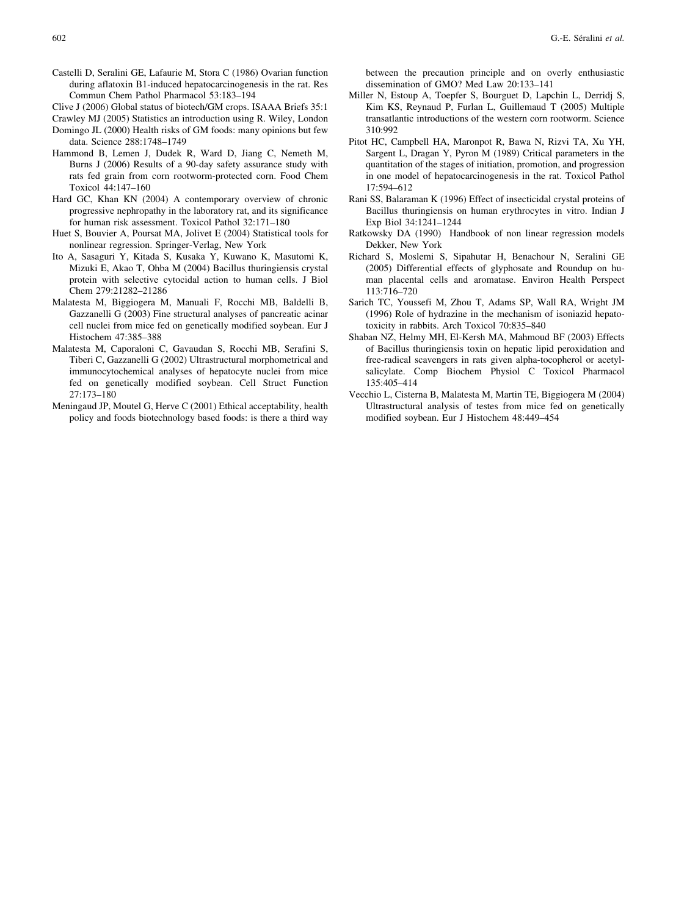Castelli D, Seralini GE, Lafaurie M, Stora C (1986) Ovarian function during aflatoxin B1-induced hepatocarcinogenesis in the rat. Res Commun Chem Pathol Pharmacol 53:183–194

Clive J (2006) Global status of biotech/GM crops. ISAAA Briefs 35:1

Crawley MJ (2005) Statistics an introduction using R. Wiley, London

Domingo JL (2000) Health risks of GM foods: many opinions but few data. Science 288:1748–1749

Hammond B, Lemen J, Dudek R, Ward D, Jiang C, Nemeth M, Burns J (2006) Results of a 90-day safety assurance study with rats fed grain from corn rootworm-protected corn. Food Chem Toxicol 44:147–160

Hard GC, Khan KN (2004) A contemporary overview of chronic progressive nephropathy in the laboratory rat, and its significance for human risk assessment. Toxicol Pathol 32:171–180

Huet S, Bouvier A, Poursat MA, Jolivet E (2004) Statistical tools for nonlinear regression. Springer-Verlag, New York

Ito A, Sasaguri Y, Kitada S, Kusaka Y, Kuwano K, Masutomi K, Mizuki E, Akao T, Ohba M (2004) Bacillus thuringiensis crystal protein with selective cytocidal action to human cells. J Biol Chem 279:21282–21286

Malatesta M, Biggiogera M, Manuali F, Rocchi MB, Baldelli B, Gazzanelli G (2003) Fine structural analyses of pancreatic acinar cell nuclei from mice fed on genetically modified soybean. Eur J Histochem 47:385–388

Malatesta M, Caporaloni C, Gavaudan S, Rocchi MB, Serafini S, Tiberi C, Gazzanelli G (2002) Ultrastructural morphometrical and immunocytochemical analyses of hepatocyte nuclei from mice fed on genetically modified soybean. Cell Struct Function 27:173–180

Meningaud JP, Moutel G, Herve C (2001) Ethical acceptability, health policy and foods biotechnology based foods: is there a third way between the precaution principle and on overly enthusiastic dissemination of GMO? Med Law 20:133–141

Miller N, Estoup A, Toepfer S, Bourguet D, Lapchin L, Derridj S, Kim KS, Reynaud P, Furlan L, Guillemaud T (2005) Multiple transatlantic introductions of the western corn rootworm. Science 310:992

Pitot HC, Campbell HA, Maronpot R, Bawa N, Rizvi TA, Xu YH, Sargent L, Dragan Y, Pyron M (1989) Critical parameters in the quantitation of the stages of initiation, promotion, and progression in one model of hepatocarcinogenesis in the rat. Toxicol Pathol 17:594–612

Rani SS, Balaraman K (1996) Effect of insecticidal crystal proteins of Bacillus thuringiensis on human erythrocytes in vitro. Indian J Exp Biol 34:1241–1244

Ratkowsky DA (1990) Handbook of non linear regression models Dekker, New York

Richard S, Moslemi S, Sipahutar H, Benachour N, Seralini GE (2005) Differential effects of glyphosate and Roundup on human placental cells and aromatase. Environ Health Perspect 113:716–720

Sarich TC, Youssefi M, Zhou T, Adams SP, Wall RA, Wright JM (1996) Role of hydrazine in the mechanism of isoniazid hepatotoxicity in rabbits. Arch Toxicol 70:835–840

Shaban NZ, Helmy MH, El-Kersh MA, Mahmoud BF (2003) Effects of Bacillus thuringiensis toxin on hepatic lipid peroxidation and free-radical scavengers in rats given alpha-tocopherol or acetylsalicylate. Comp Biochem Physiol C Toxicol Pharmacol 135:405–414

Vecchio L, Cisterna B, Malatesta M, Martin TE, Biggiogera M (2004) Ultrastructural analysis of testes from mice fed on genetically modified soybean. Eur J Histochem 48:449–454